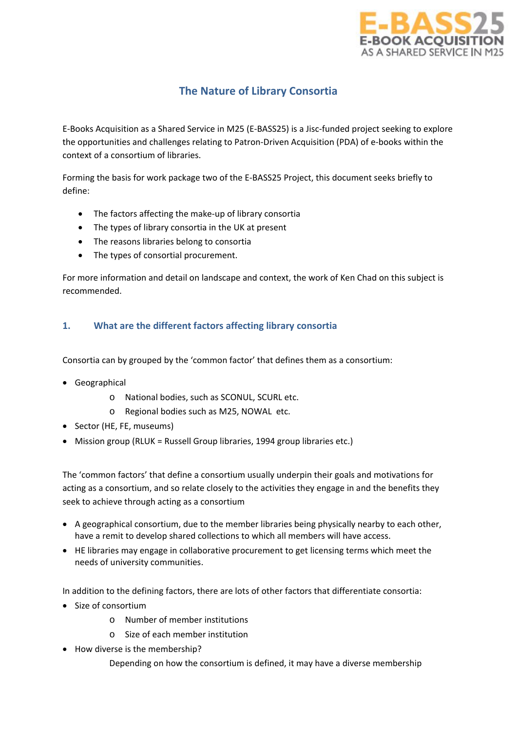E-BASS25
E-BOOK ACQUISITION
AS A SHARED SERVICE IN M25

# The Nature of Library Consortia

E-Books Acquisition as a Shared Service in M25 (E-BASS25) is a Jisc-funded project seeking to explore the opportunities and challenges relating to Patron-Driven Acquisition (PDA) of e-books within the context of a consortium of libraries.

Forming the basis for work package two of the E-BASS25 Project, this document seeks briefly to define:

- The factors affecting the make-up of library consortia
- The types of library consortia in the UK at present
- The reasons libraries belong to consortia
- The types of consortial procurement.

For more information and detail on landscape and context, the work of Ken Chad on this subject is recommended.

## 1. What are the different factors affecting library consortia

Consortia can by grouped by the 'common factor' that defines them as a consortium:

- Geographical
    - National bodies, such as SCONUL, SCURL etc.
    - Regional bodies such as M25, NOWAL etc.
- Sector (HE, FE, museums)
- Mission group (RLUK = Russell Group libraries, 1994 group libraries etc.)

The 'common factors' that define a consortium usually underpin their goals and motivations for acting as a consortium, and so relate closely to the activities they engage in and the benefits they seek to achieve through acting as a consortium

- A geographical consortium, due to the member libraries being physically nearby to each other, have a remit to develop shared collections to which all members will have access.
- HE libraries may engage in collaborative procurement to get licensing terms which meet the needs of university communities.

In addition to the defining factors, there are lots of other factors that differentiate consortia:

- Size of consortium
    - Number of member institutions
    - Size of each member institution
- How diverse is the membership?

    Depending on how the consortium is defined, it may have a diverse membership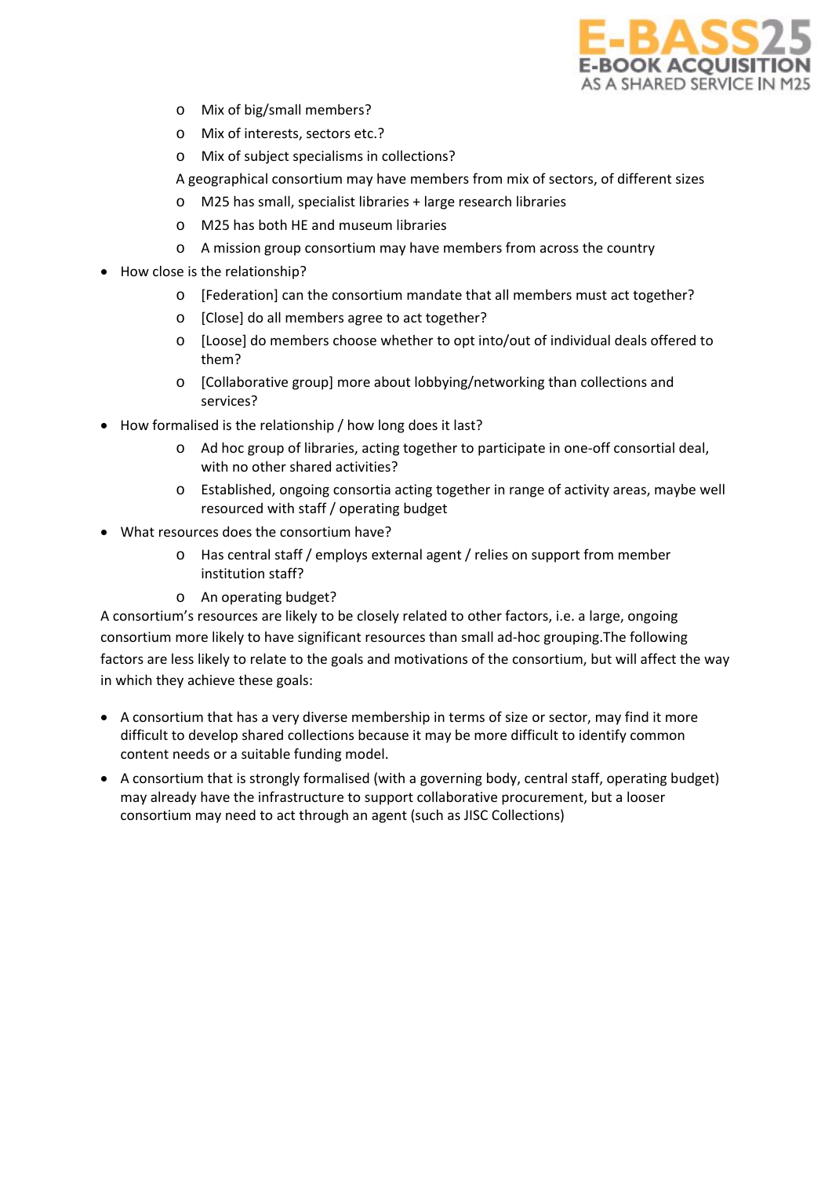- Mix of big/small members?
  - Mix of interests, sectors etc.?
  - Mix of subject specialisms in collections?

  A geographical consortium may have members from mix of sectors, of different sizes

  - M25 has small, specialist libraries + large research libraries
  - M25 has both HE and museum libraries
  - A mission group consortium may have members from across the country

- How close is the relationship?
  - [Federation] can the consortium mandate that all members must act together?
  - [Close] do all members agree to act together?
  - [Loose] do members choose whether to opt into/out of individual deals offered to them?
  - [Collaborative group] more about lobbying/networking than collections and services?
- How formalised is the relationship / how long does it last?
  - Ad hoc group of libraries, acting together to participate in one-off consortial deal, with no other shared activities?
  - Established, ongoing consortia acting together in range of activity areas, maybe well resourced with staff / operating budget
- What resources does the consortium have?
  - Has central staff / employs external agent / relies on support from member institution staff?
  - An operating budget?

A consortium's resources are likely to be closely related to other factors, i.e. a large, ongoing consortium more likely to have significant resources than small ad-hoc grouping.The following factors are less likely to relate to the goals and motivations of the consortium, but will affect the way in which they achieve these goals:

- A consortium that has a very diverse membership in terms of size or sector, may find it more difficult to develop shared collections because it may be more difficult to identify common content needs or a suitable funding model.
- A consortium that is strongly formalised (with a governing body, central staff, operating budget) may already have the infrastructure to support collaborative procurement, but a looser consortium may need to act through an agent (such as JISC Collections)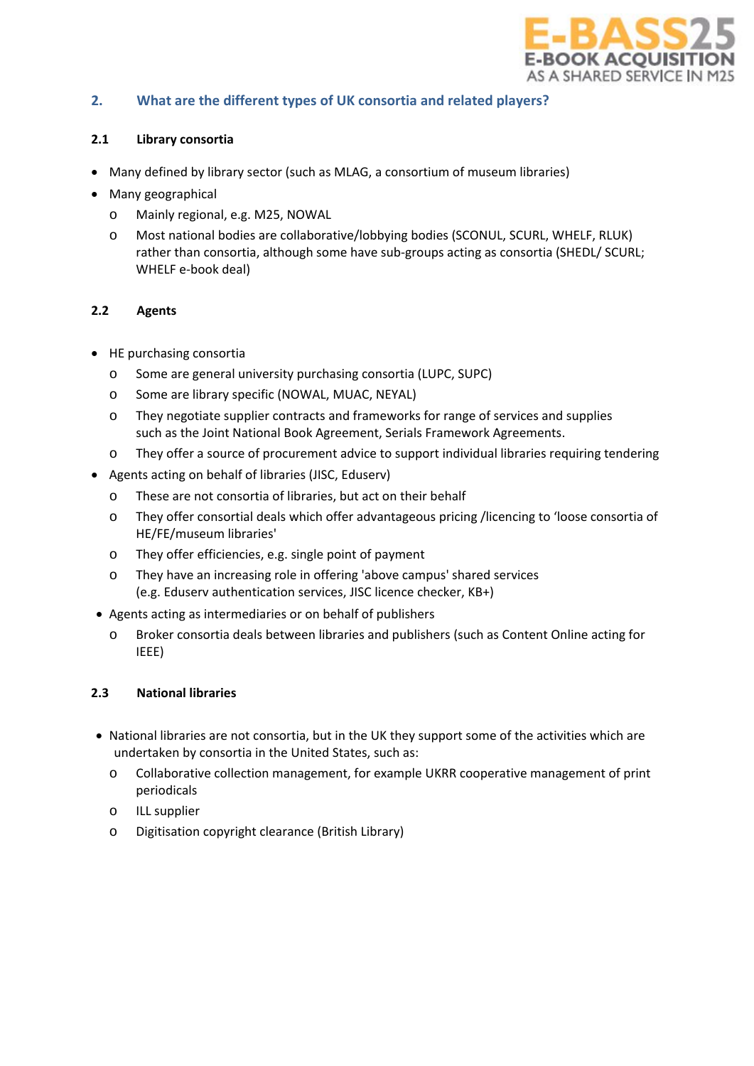## 2. What are the different types of UK consortia and related players?

### 2.1 Library consortia

- Many defined by library sector (such as MLAG, a consortium of museum libraries)
- Many geographical
  - Mainly regional, e.g. M25, NOWAL
  - Most national bodies are collaborative/lobbying bodies (SCONUL, SCURL, WHELF, RLUK) rather than consortia, although some have sub-groups acting as consortia (SHEDL/ SCURL; WHELF e-book deal)

### 2.2 Agents

- HE purchasing consortia
  - Some are general university purchasing consortia (LUPC, SUPC)
  - Some are library specific (NOWAL, MUAC, NEYAL)
  - They negotiate supplier contracts and frameworks for range of services and supplies such as the Joint National Book Agreement, Serials Framework Agreements.
  - They offer a source of procurement advice to support individual libraries requiring tendering
- Agents acting on behalf of libraries (JISC, Eduserv)
  - These are not consortia of libraries, but act on their behalf
  - They offer consortial deals which offer advantageous pricing /licencing to 'loose consortia of HE/FE/museum libraries'
  - They offer efficiencies, e.g. single point of payment
  - They have an increasing role in offering 'above campus' shared services (e.g. Eduserv authentication services, JISC licence checker, KB+)
- Agents acting as intermediaries or on behalf of publishers
  - Broker consortia deals between libraries and publishers (such as Content Online acting for IEEE)

### 2.3 National libraries

- National libraries are not consortia, but in the UK they support some of the activities which are undertaken by consortia in the United States, such as:
  - Collaborative collection management, for example UKRR cooperative management of print periodicals
  - ILL supplier
  - Digitisation copyright clearance (British Library)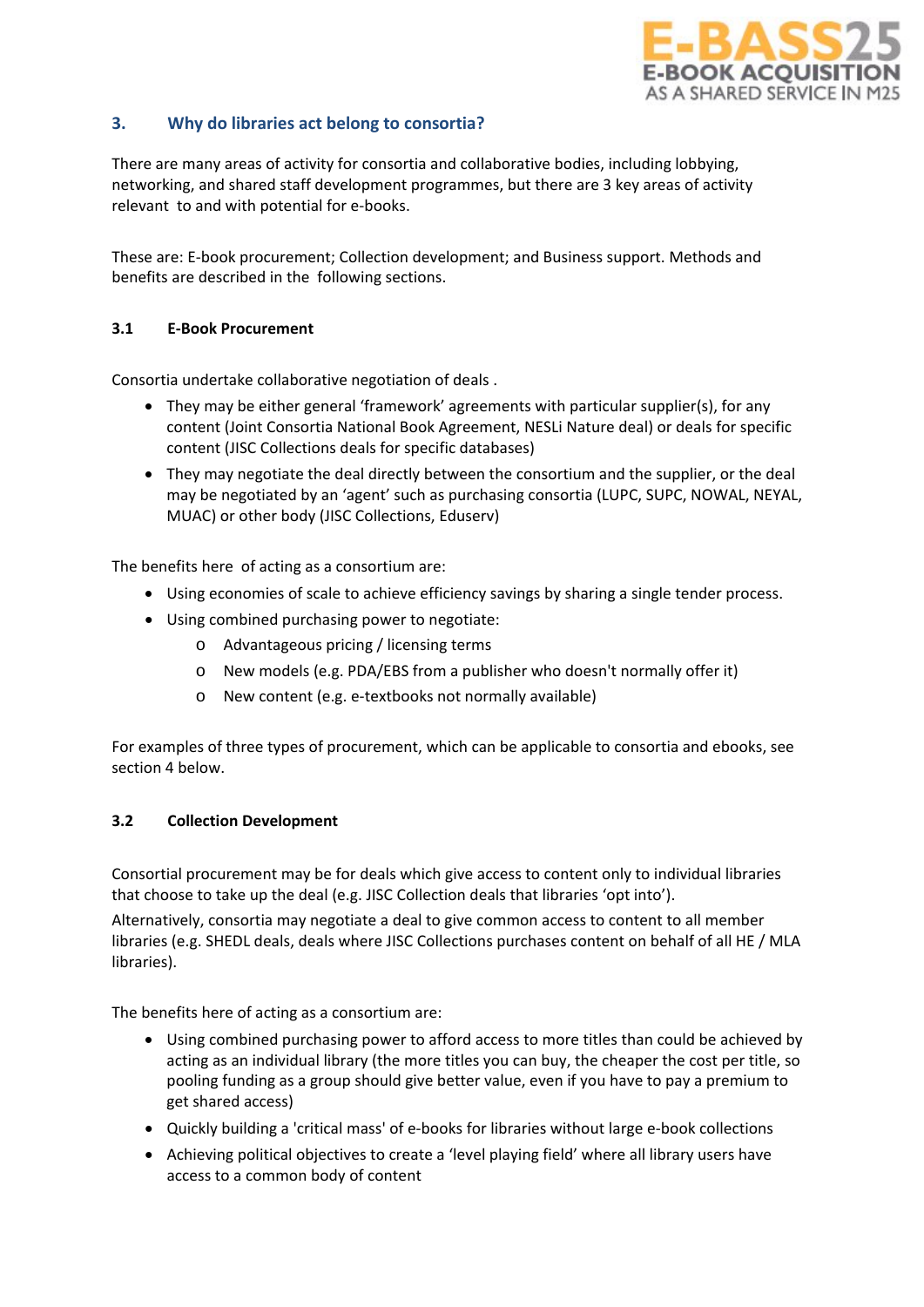## 3. Why do libraries act belong to consortia?

There are many areas of activity for consortia and collaborative bodies, including lobbying, networking, and shared staff development programmes, but there are 3 key areas of activity relevant to and with potential for e-books.

These are: E-book procurement; Collection development; and Business support. Methods and benefits are described in the following sections.

### 3.1 E-Book Procurement

Consortia undertake collaborative negotiation of deals .

- They may be either general 'framework' agreements with particular supplier(s), for any content (Joint Consortia National Book Agreement, NESLi Nature deal) or deals for specific content (JISC Collections deals for specific databases)
- They may negotiate the deal directly between the consortium and the supplier, or the deal may be negotiated by an 'agent' such as purchasing consortia (LUPC, SUPC, NOWAL, NEYAL, MUAC) or other body (JISC Collections, Eduserv)

The benefits here of acting as a consortium are:

- Using economies of scale to achieve efficiency savings by sharing a single tender process.
- Using combined purchasing power to negotiate:
  - Advantageous pricing / licensing terms
  - New models (e.g. PDA/EBS from a publisher who doesn't normally offer it)
  - New content (e.g. e-textbooks not normally available)

For examples of three types of procurement, which can be applicable to consortia and ebooks, see section 4 below.

### 3.2 Collection Development

Consortial procurement may be for deals which give access to content only to individual libraries that choose to take up the deal (e.g. JISC Collection deals that libraries 'opt into').

Alternatively, consortia may negotiate a deal to give common access to content to all member libraries (e.g. SHEDL deals, deals where JISC Collections purchases content on behalf of all HE / MLA libraries).

The benefits here of acting as a consortium are:

- Using combined purchasing power to afford access to more titles than could be achieved by acting as an individual library (the more titles you can buy, the cheaper the cost per title, so pooling funding as a group should give better value, even if you have to pay a premium to get shared access)
- Quickly building a 'critical mass' of e-books for libraries without large e-book collections
- Achieving political objectives to create a 'level playing field' where all library users have access to a common body of content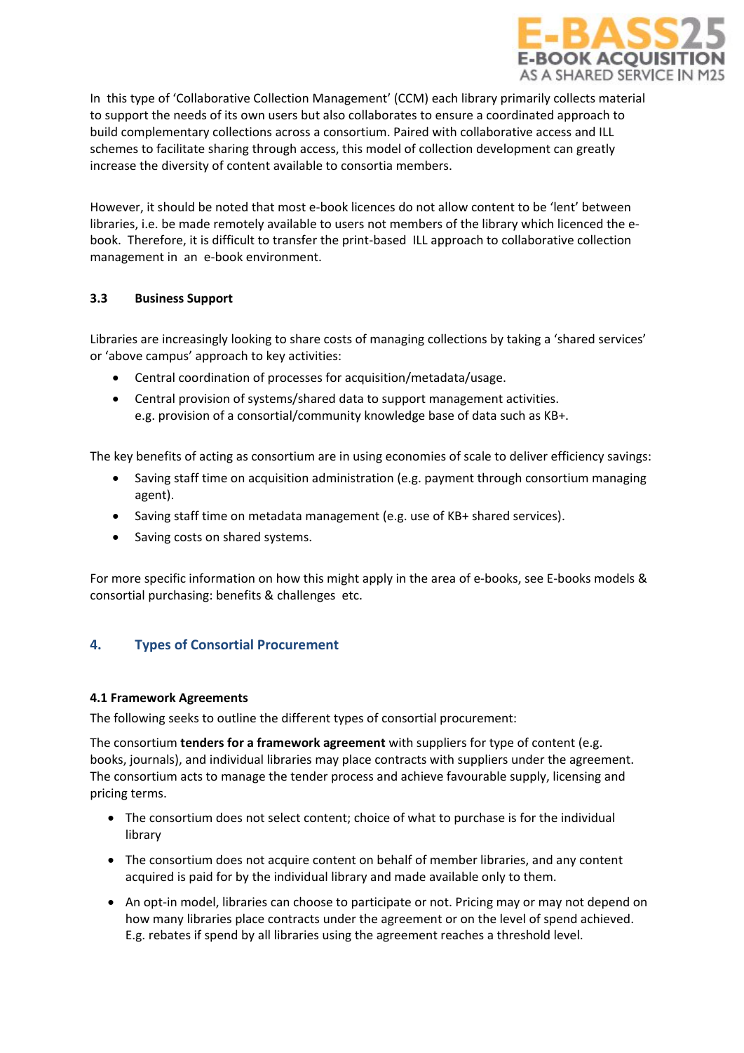In this type of 'Collaborative Collection Management' (CCM) each library primarily collects material to support the needs of its own users but also collaborates to ensure a coordinated approach to build complementary collections across a consortium. Paired with collaborative access and ILL schemes to facilitate sharing through access, this model of collection development can greatly increase the diversity of content available to consortia members.

However, it should be noted that most e-book licences do not allow content to be 'lent' between libraries, i.e. be made remotely available to users not members of the library which licenced the e-book. Therefore, it is difficult to transfer the print-based ILL approach to collaborative collection management in an e-book environment.

### 3.3 Business Support

Libraries are increasingly looking to share costs of managing collections by taking a 'shared services' or 'above campus' approach to key activities:

- Central coordination of processes for acquisition/metadata/usage.
- Central provision of systems/shared data to support management activities.
  e.g. provision of a consortial/community knowledge base of data such as KB+.

The key benefits of acting as consortium are in using economies of scale to deliver efficiency savings:

- Saving staff time on acquisition administration (e.g. payment through consortium managing agent).
- Saving staff time on metadata management (e.g. use of KB+ shared services).
- Saving costs on shared systems.

For more specific information on how this might apply in the area of e-books, see E-books models & consortial purchasing: benefits & challenges etc.

## 4. Types of Consortial Procurement

### 4.1 Framework Agreements

The following seeks to outline the different types of consortial procurement:

The consortium **tenders for a framework agreement** with suppliers for type of content (e.g. books, journals), and individual libraries may place contracts with suppliers under the agreement. The consortium acts to manage the tender process and achieve favourable supply, licensing and pricing terms.

- The consortium does not select content; choice of what to purchase is for the individual library
- The consortium does not acquire content on behalf of member libraries, and any content acquired is paid for by the individual library and made available only to them.
- An opt-in model, libraries can choose to participate or not. Pricing may or may not depend on how many libraries place contracts under the agreement or on the level of spend achieved. E.g. rebates if spend by all libraries using the agreement reaches a threshold level.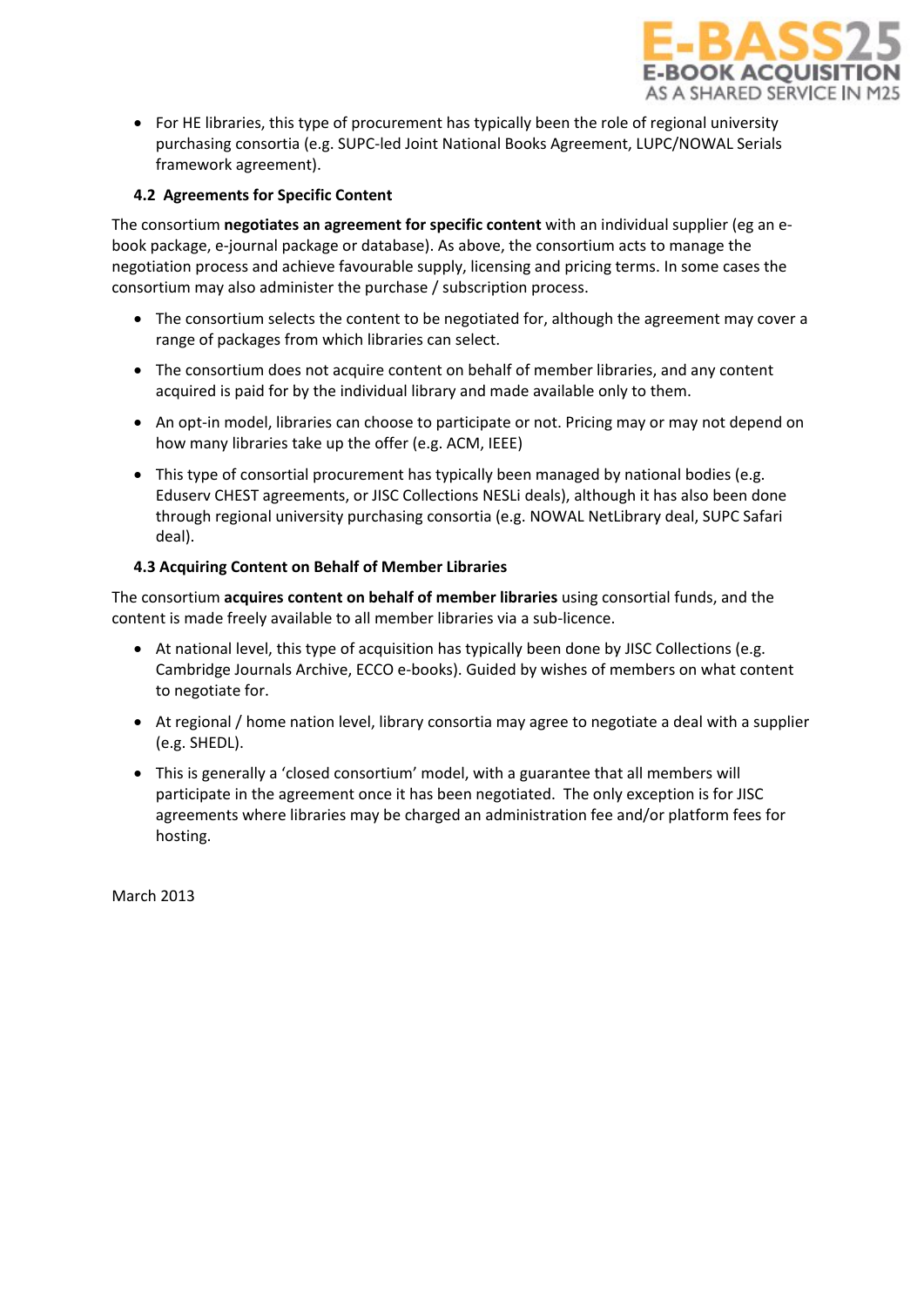- For HE libraries, this type of procurement has typically been the role of regional university purchasing consortia (e.g. SUPC-led Joint National Books Agreement, LUPC/NOWAL Serials framework agreement).

### 4.2 Agreements for Specific Content

The consortium **negotiates an agreement for specific content** with an individual supplier (eg an e-book package, e-journal package or database). As above, the consortium acts to manage the negotiation process and achieve favourable supply, licensing and pricing terms. In some cases the consortium may also administer the purchase / subscription process.

- The consortium selects the content to be negotiated for, although the agreement may cover a range of packages from which libraries can select.
- The consortium does not acquire content on behalf of member libraries, and any content acquired is paid for by the individual library and made available only to them.
- An opt-in model, libraries can choose to participate or not. Pricing may or may not depend on how many libraries take up the offer (e.g. ACM, IEEE)
- This type of consortial procurement has typically been managed by national bodies (e.g. Eduserv CHEST agreements, or JISC Collections NESLi deals), although it has also been done through regional university purchasing consortia (e.g. NOWAL NetLibrary deal, SUPC Safari deal).

### 4.3 Acquiring Content on Behalf of Member Libraries

The consortium **acquires content on behalf of member libraries** using consortial funds, and the content is made freely available to all member libraries via a sub-licence.

- At national level, this type of acquisition has typically been done by JISC Collections (e.g. Cambridge Journals Archive, ECCO e-books). Guided by wishes of members on what content to negotiate for.
- At regional / home nation level, library consortia may agree to negotiate a deal with a supplier (e.g. SHEDL).
- This is generally a 'closed consortium' model, with a guarantee that all members will participate in the agreement once it has been negotiated. The only exception is for JISC agreements where libraries may be charged an administration fee and/or platform fees for hosting.

March 2013